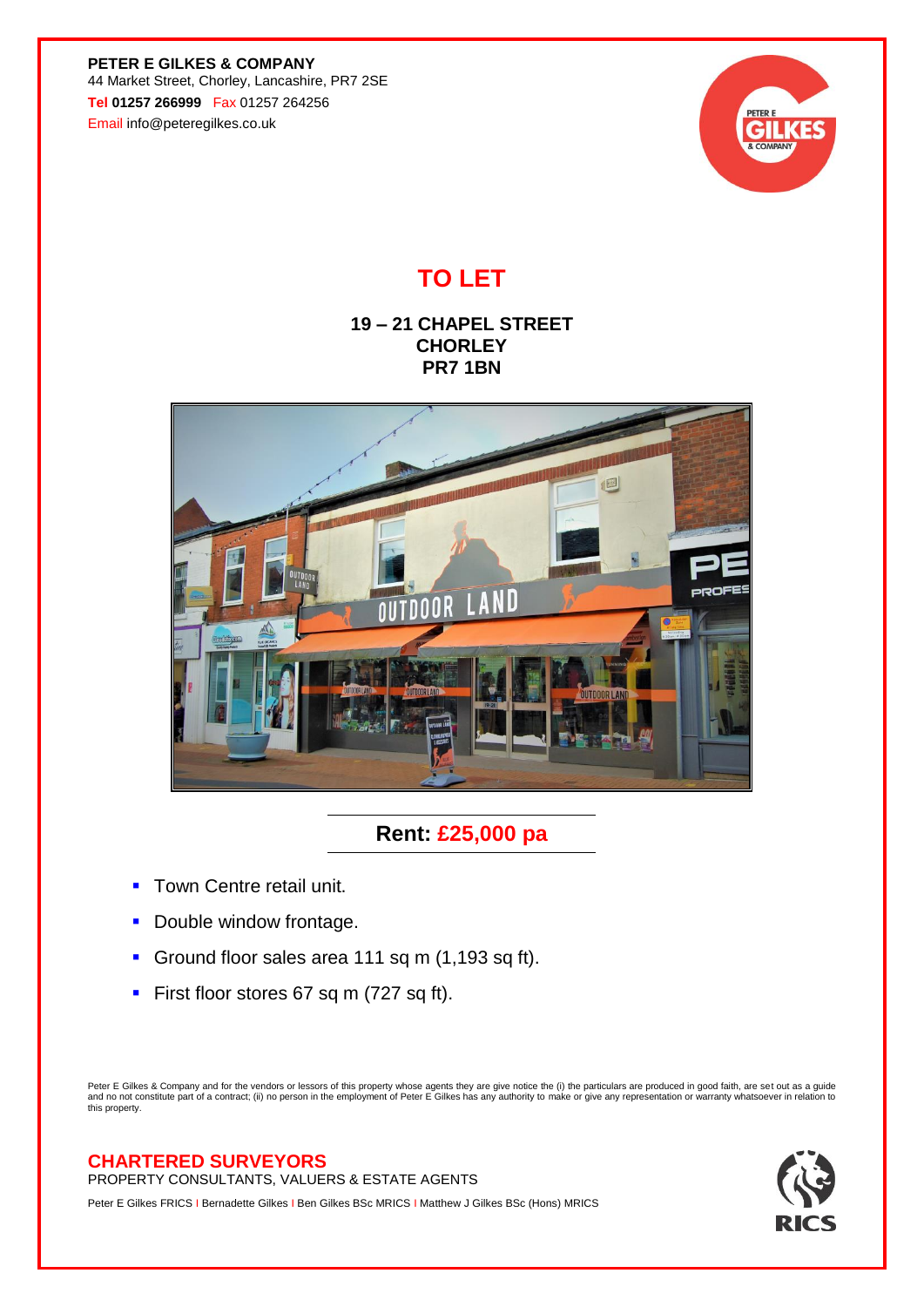**PETER E GILKES & COMPANY**
44 Market Street, Chorley, Lancashire, PR7 2SE
Tel **01257 266999** Fax 01257 264256
Email info@peteregilkes.co.uk

# TO LET

## 19 – 21 CHAPEL STREET
## CHORLEY
## PR7 1BN

## Rent: £25,000 pa

- Town Centre retail unit.
- Double window frontage.
- Ground floor sales area 111 sq m (1,193 sq ft).
- First floor stores 67 sq m (727 sq ft).

Peter E Gilkes & Company and for the vendors or lessors of this property whose agents they are give notice the (i) the particulars are produced in good faith, are set out as a guide and no not constitute part of a contract; (ii) no person in the employment of Peter E Gilkes has any authority to make or give any representation or warranty whatsoever in relation to this property.

**CHARTERED SURVEYORS**
PROPERTY CONSULTANTS, VALUERS & ESTATE AGENTS

Peter E Gilkes FRICS I Bernadette Gilkes I Ben Gilkes BSc MRICS I Matthew J Gilkes BSc (Hons) MRICS

RICS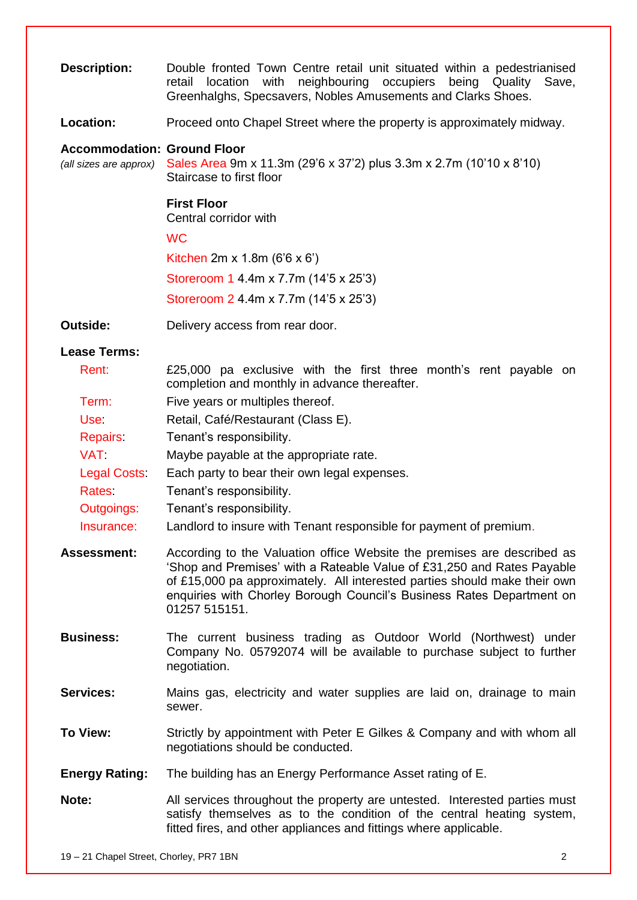**Description:** Double fronted Town Centre retail unit situated within a pedestrianised retail location with neighbouring occupiers being Quality Save, Greenhalghs, Specsavers, Nobles Amusements and Clarks Shoes.

**Location:** Proceed onto Chapel Street where the property is approximately midway.

**Accommodation:** *(all sizes are approx)*

**Ground Floor**
Sales Area 9m x 11.3m (29'6 x 37'2) plus 3.3m x 2.7m (10'10 x 8'10)
Staircase to first floor

**First Floor**
Central corridor with

WC

Kitchen 2m x 1.8m (6'6 x 6')

Storeroom 1 4.4m x 7.7m (14'5 x 25'3)

Storeroom 2 4.4m x 7.7m (14'5 x 25'3)

**Outside:** Delivery access from rear door.

**Lease Terms:**

- Rent: £25,000 pa exclusive with the first three month's rent payable on completion and monthly in advance thereafter.
- Term: Five years or multiples thereof.
- Use: Retail, Café/Restaurant (Class E).
- Repairs: Tenant's responsibility.
- VAT: Maybe payable at the appropriate rate.
- Legal Costs: Each party to bear their own legal expenses.
- Rates: Tenant's responsibility.
- Outgoings: Tenant's responsibility.
- Insurance: Landlord to insure with Tenant responsible for payment of premium.

**Assessment:** According to the Valuation office Website the premises are described as 'Shop and Premises' with a Rateable Value of £31,250 and Rates Payable of £15,000 pa approximately. All interested parties should make their own enquiries with Chorley Borough Council's Business Rates Department on 01257 515151.

**Business:** The current business trading as Outdoor World (Northwest) under Company No. 05792074 will be available to purchase subject to further negotiation.

**Services:** Mains gas, electricity and water supplies are laid on, drainage to main sewer.

**To View:** Strictly by appointment with Peter E Gilkes & Company and with whom all negotiations should be conducted.

**Energy Rating:** The building has an Energy Performance Asset rating of E.

**Note:** All services throughout the property are untested. Interested parties must satisfy themselves as to the condition of the central heating system, fitted fires, and other appliances and fittings where applicable.

19 – 21 Chapel Street, Chorley, PR7 1BN